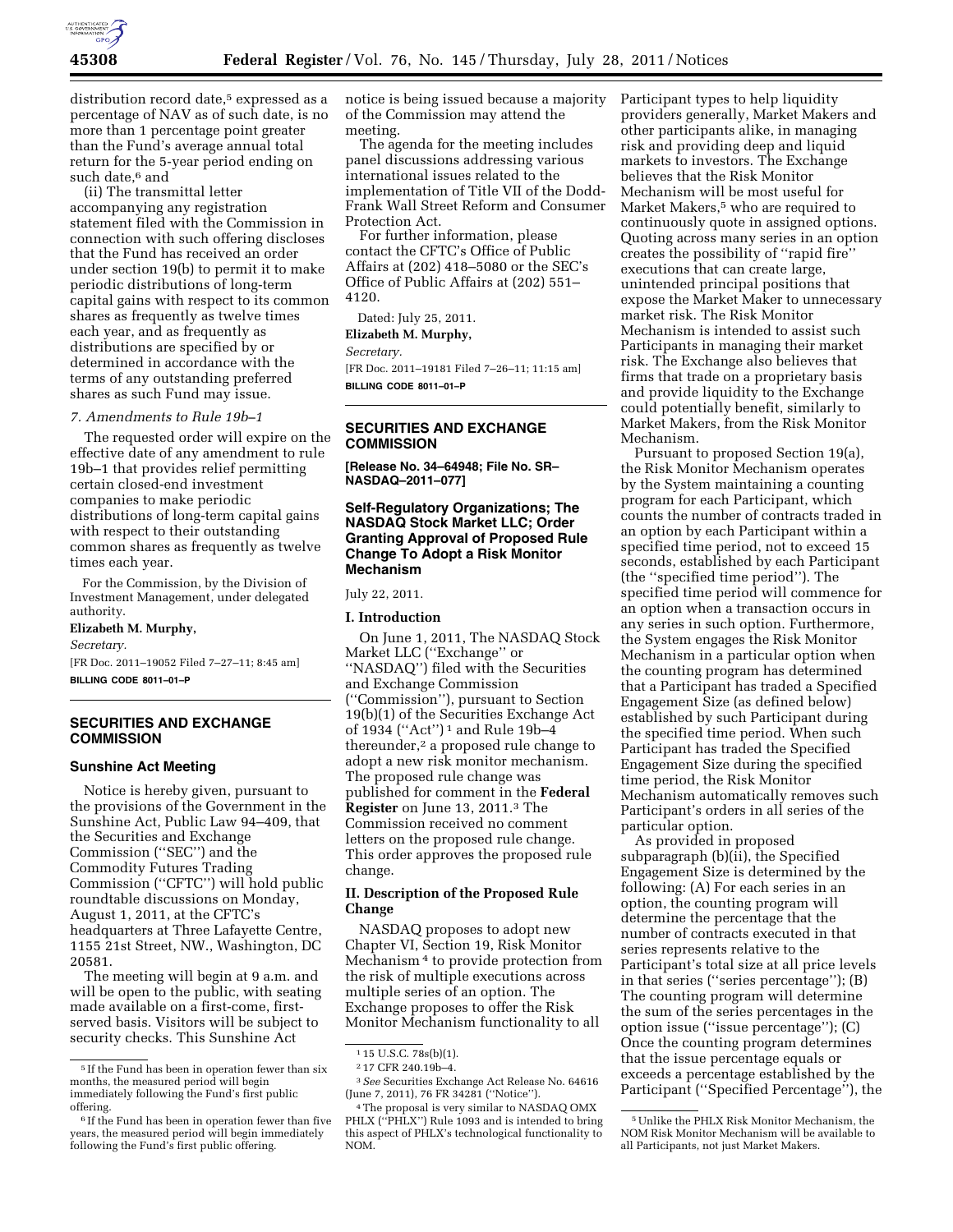distribution record date,[5] expressed as a percentage of NAV as of such date, is no more than 1 percentage point greater than the Fund's average annual total return for the 5-year period ending on such date,[6] and

(ii) The transmittal letter accompanying any registration statement filed with the Commission in connection with such offering discloses that the Fund has received an order under section 19(b) to permit it to make periodic distributions of long-term capital gains with respect to its common shares as frequently as twelve times each year, and as frequently as distributions are specified by or determined in accordance with the terms of any outstanding preferred shares as such Fund may issue.

*7. Amendments to Rule 19b–1*

The requested order will expire on the effective date of any amendment to rule 19b–1 that provides relief permitting certain closed-end investment companies to make periodic distributions of long-term capital gains with respect to their outstanding common shares as frequently as twelve times each year.

For the Commission, by the Division of Investment Management, under delegated authority.

**Elizabeth M. Murphy,**

*Secretary.*

[FR Doc. 2011–19052 Filed 7–27–11; 8:45 am]

**BILLING CODE 8011–01–P**

[5] If the Fund has been in operation fewer than six months, the measured period will begin immediately following the Fund's first public offering.

[6] If the Fund has been in operation fewer than five years, the measured period will begin immediately following the Fund's first public offering.

## SECURITIES AND EXCHANGE COMMISSION

### Sunshine Act Meeting

Notice is hereby given, pursuant to the provisions of the Government in the Sunshine Act, Public Law 94–409, that the Securities and Exchange Commission (''SEC'') and the Commodity Futures Trading Commission (''CFTC'') will hold public roundtable discussions on Monday, August 1, 2011, at the CFTC's headquarters at Three Lafayette Centre, 1155 21st Street, NW., Washington, DC 20581.

The meeting will begin at 9 a.m. and will be open to the public, with seating made available on a first-come, first-served basis. Visitors will be subject to security checks. This Sunshine Act notice is being issued because a majority of the Commission may attend the meeting.

The agenda for the meeting includes panel discussions addressing various international issues related to the implementation of Title VII of the Dodd-Frank Wall Street Reform and Consumer Protection Act.

For further information, please contact the CFTC's Office of Public Affairs at (202) 418–5080 or the SEC's Office of Public Affairs at (202) 551–4120.

Dated: July 25, 2011.

**Elizabeth M. Murphy,**

*Secretary.*

[FR Doc. 2011–19181 Filed 7–26–11; 11:15 am]

**BILLING CODE 8011–01–P**

## SECURITIES AND EXCHANGE COMMISSION

**[Release No. 34–64948; File No. SR–NASDAQ–2011–077]**

### Self-Regulatory Organizations; The NASDAQ Stock Market LLC; Order Granting Approval of Proposed Rule Change To Adopt a Risk Monitor Mechanism

July 22, 2011.

#### I. Introduction

On June 1, 2011, The NASDAQ Stock Market LLC (''Exchange'' or ''NASDAQ'') filed with the Securities and Exchange Commission (''Commission''), pursuant to Section 19(b)(1) of the Securities Exchange Act of 1934 (''Act'')[1] and Rule 19b–4 thereunder,[2] a proposed rule change to adopt a new risk monitor mechanism. The proposed rule change was published for comment in the **Federal Register** on June 13, 2011.[3] The Commission received no comment letters on the proposed rule change. This order approves the proposed rule change.

#### II. Description of the Proposed Rule Change

NASDAQ proposes to adopt new Chapter VI, Section 19, Risk Monitor Mechanism[4] to provide protection from the risk of multiple executions across multiple series of an option. The Exchange proposes to offer the Risk Monitor Mechanism functionality to all Participant types to help liquidity providers generally, Market Makers and other participants alike, in managing risk and providing deep and liquid markets to investors. The Exchange believes that the Risk Monitor Mechanism will be most useful for Market Makers,[5] who are required to continuously quote in assigned options. Quoting across many series in an option creates the possibility of ''rapid fire'' executions that can create large, unintended principal positions that expose the Market Maker to unnecessary market risk. The Risk Monitor Mechanism is intended to assist such Participants in managing their market risk. The Exchange also believes that firms that trade on a proprietary basis and provide liquidity to the Exchange could potentially benefit, similarly to Market Makers, from the Risk Monitor Mechanism.

Pursuant to proposed Section 19(a), the Risk Monitor Mechanism operates by the System maintaining a counting program for each Participant, which counts the number of contracts traded in an option by each Participant within a specified time period, not to exceed 15 seconds, established by each Participant (the ''specified time period''). The specified time period will commence for an option when a transaction occurs in any series in such option. Furthermore, the System engages the Risk Monitor Mechanism in a particular option when the counting program has determined that a Participant has traded a Specified Engagement Size (as defined below) established by such Participant during the specified time period. When such Participant has traded the Specified Engagement Size during the specified time period, the Risk Monitor Mechanism automatically removes such Participant's orders in all series of the particular option.

As provided in proposed subparagraph (b)(ii), the Specified Engagement Size is determined by the following: (A) For each series in an option, the counting program will determine the percentage that the number of contracts executed in that series represents relative to the Participant's total size at all price levels in that series (''series percentage''); (B) The counting program will determine the sum of the series percentages in the option issue (''issue percentage''); (C) Once the counting program determines that the issue percentage equals or exceeds a percentage established by the Participant (''Specified Percentage''), the

[1] 15 U.S.C. 78s(b)(1).

[2] 17 CFR 240.19b–4.

[3] *See* Securities Exchange Act Release No. 64616 (June 7, 2011), 76 FR 34281 (''Notice'').

[4] The proposal is very similar to NASDAQ OMX PHLX (''PHLX'') Rule 1093 and is intended to bring this aspect of PHLX's technological functionality to NOM.

[5] Unlike the PHLX Risk Monitor Mechanism, the NOM Risk Monitor Mechanism will be available to all Participants, not just Market Makers.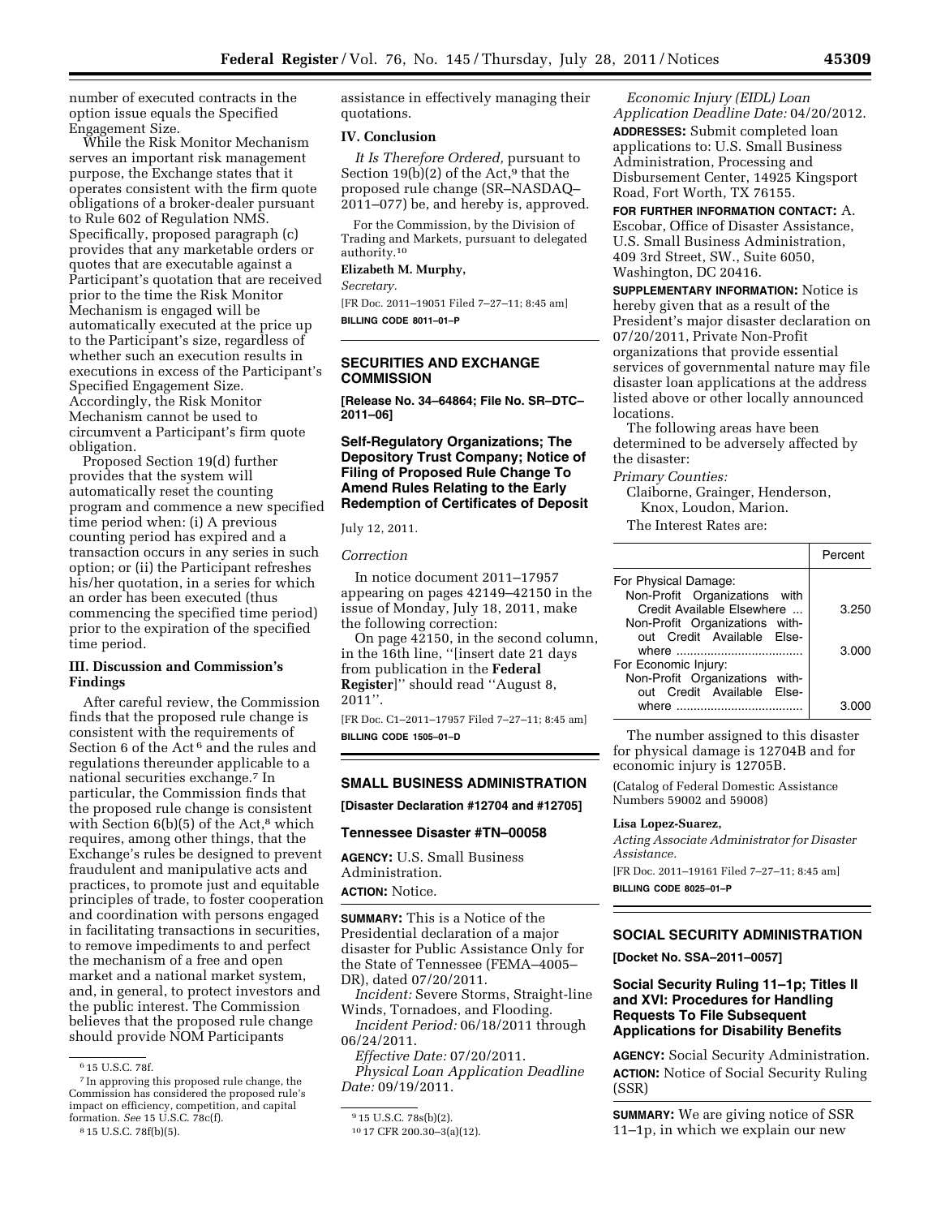number of executed contracts in the option issue equals the Specified Engagement Size.

While the Risk Monitor Mechanism serves an important risk management purpose, the Exchange states that it operates consistent with the firm quote obligations of a broker-dealer pursuant to Rule 602 of Regulation NMS. Specifically, proposed paragraph (c) provides that any marketable orders or quotes that are executable against a Participant's quotation that are received prior to the time the Risk Monitor Mechanism is engaged will be automatically executed at the price up to the Participant's size, regardless of whether such an execution results in executions in excess of the Participant's Specified Engagement Size. Accordingly, the Risk Monitor Mechanism cannot be used to circumvent a Participant's firm quote obligation.

Proposed Section 19(d) further provides that the system will automatically reset the counting program and commence a new specified time period when: (i) A previous counting period has expired and a transaction occurs in any series in such option; or (ii) the Participant refreshes his/her quotation, in a series for which an order has been executed (thus commencing the specified time period) prior to the expiration of the specified time period.

### III. Discussion and Commission's Findings

After careful review, the Commission finds that the proposed rule change is consistent with the requirements of Section 6 of the Act [6] and the rules and regulations thereunder applicable to a national securities exchange.[7] In particular, the Commission finds that the proposed rule change is consistent with Section 6(b)(5) of the Act,[8] which requires, among other things, that the Exchange's rules be designed to prevent fraudulent and manipulative acts and practices, to promote just and equitable principles of trade, to foster cooperation and coordination with persons engaged in facilitating transactions in securities, to remove impediments to and perfect the mechanism of a free and open market and a national market system, and, in general, to protect investors and the public interest. The Commission believes that the proposed rule change should provide NOM Participants assistance in effectively managing their quotations.

### IV. Conclusion

*It Is Therefore Ordered,* pursuant to Section 19(b)(2) of the Act,[9] that the proposed rule change (SR–NASDAQ–2011–077) be, and hereby is, approved.

For the Commission, by the Division of Trading and Markets, pursuant to delegated authority.[10]

**Elizabeth M. Murphy,**

*Secretary.*

[FR Doc. 2011–19051 Filed 7–27–11; 8:45 am]

**BILLING CODE 8011–01–P**

[6] 15 U.S.C. 78f.

[7] In approving this proposed rule change, the Commission has considered the proposed rule's impact on efficiency, competition, and capital formation. *See* 15 U.S.C. 78c(f).

[8] 15 U.S.C. 78f(b)(5).

[9] 15 U.S.C. 78s(b)(2).

[10] 17 CFR 200.30–3(a)(12).

## SECURITIES AND EXCHANGE COMMISSION

**[Release No. 34–64864; File No. SR–DTC–2011–06]**

### Self-Regulatory Organizations; The Depository Trust Company; Notice of Filing of Proposed Rule Change To Amend Rules Relating to the Early Redemption of Certificates of Deposit

July 12, 2011.

*Correction*

In notice document 2011–17957 appearing on pages 42149–42150 in the issue of Monday, July 18, 2011, make the following correction:

On page 42150, in the second column, in the 16th line, ''[insert date 21 days from publication in the **Federal Register**]'' should read ''August 8, 2011''.

[FR Doc. C1–2011–17957 Filed 7–27–11; 8:45 am]

**BILLING CODE 1505–01–D**

## SMALL BUSINESS ADMINISTRATION

**[Disaster Declaration #12704 and #12705]**

### Tennessee Disaster #TN–00058

**AGENCY:** U.S. Small Business Administration.

**ACTION:** Notice.

**SUMMARY:** This is a Notice of the Presidential declaration of a major disaster for Public Assistance Only for the State of Tennessee (FEMA–4005–DR), dated 07/20/2011.

*Incident:* Severe Storms, Straight-line Winds, Tornadoes, and Flooding.

*Incident Period:* 06/18/2011 through 06/24/2011.

*Effective Date:* 07/20/2011.

*Physical Loan Application Deadline Date:* 09/19/2011.

*Economic Injury (EIDL) Loan Application Deadline Date:* 04/20/2012.

**ADDRESSES:** Submit completed loan applications to: U.S. Small Business Administration, Processing and Disbursement Center, 14925 Kingsport Road, Fort Worth, TX 76155.

**FOR FURTHER INFORMATION CONTACT:** A. Escobar, Office of Disaster Assistance, U.S. Small Business Administration, 409 3rd Street, SW., Suite 6050, Washington, DC 20416.

**SUPPLEMENTARY INFORMATION:** Notice is hereby given that as a result of the President's major disaster declaration on 07/20/2011, Private Non-Profit organizations that provide essential services of governmental nature may file disaster loan applications at the address listed above or other locally announced locations.

The following areas have been determined to be adversely affected by the disaster:

*Primary Counties:*

Claiborne, Grainger, Henderson, Knox, Loudon, Marion.

The Interest Rates are:

| | Percent |
|---|---|
| For Physical Damage: | |
| Non-Profit Organizations with Credit Available Elsewhere ... | 3.250 |
| Non-Profit Organizations without Credit Available Elsewhere .................................... | 3.000 |
| For Economic Injury: | |
| Non-Profit Organizations without Credit Available Elsewhere .................................... | 3.000 |

The number assigned to this disaster for physical damage is 12704B and for economic injury is 12705B.

(Catalog of Federal Domestic Assistance Numbers 59002 and 59008)

**Lisa Lopez-Suarez,**

*Acting Associate Administrator for Disaster Assistance.*

[FR Doc. 2011–19161 Filed 7–27–11; 8:45 am]

**BILLING CODE 8025–01–P**

## SOCIAL SECURITY ADMINISTRATION

**[Docket No. SSA–2011–0057]**

### Social Security Ruling 11–1p; Titles II and XVI: Procedures for Handling Requests To File Subsequent Applications for Disability Benefits

**AGENCY:** Social Security Administration.

**ACTION:** Notice of Social Security Ruling (SSR)

**SUMMARY:** We are giving notice of SSR 11–1p, in which we explain our new